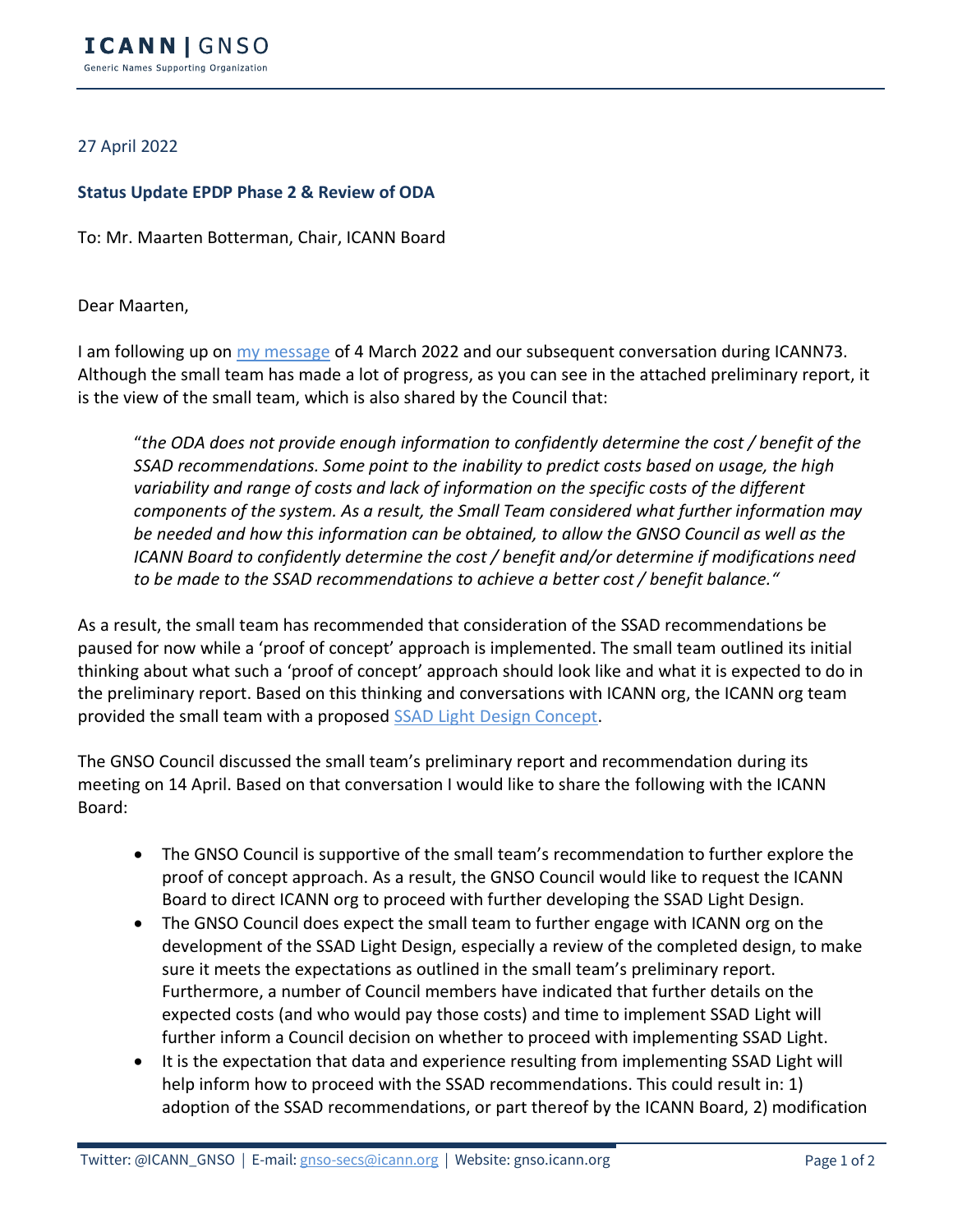27 April 2022

**Status Update EPDP Phase 2 & Review of ODA**

To: Mr. Maarten Botterman, Chair, ICANN Board

Dear Maarten,

I am following up on [my message](my message) of 4 March 2022 and our subsequent conversation during ICANN73. Although the small team has made a lot of progress, as you can see in the attached preliminary report, it is the view of the small team, which is also shared by the Council that:

> "*the ODA does not provide enough information to confidently determine the cost / benefit of the SSAD recommendations. Some point to the inability to predict costs based on usage, the high variability and range of costs and lack of information on the specific costs of the different components of the system. As a result, the Small Team considered what further information may be needed and how this information can be obtained, to allow the GNSO Council as well as the ICANN Board to confidently determine the cost / benefit and/or determine if modifications need to be made to the SSAD recommendations to achieve a better cost / benefit balance.*"

As a result, the small team has recommended that consideration of the SSAD recommendations be paused for now while a 'proof of concept' approach is implemented. The small team outlined its initial thinking about what such a 'proof of concept' approach should look like and what it is expected to do in the preliminary report. Based on this thinking and conversations with ICANN org, the ICANN org team provided the small team with a proposed [SSAD Light Design Concept](SSAD Light Design Concept).

The GNSO Council discussed the small team's preliminary report and recommendation during its meeting on 14 April. Based on that conversation I would like to share the following with the ICANN Board:

- The GNSO Council is supportive of the small team's recommendation to further explore the proof of concept approach. As a result, the GNSO Council would like to request the ICANN Board to direct ICANN org to proceed with further developing the SSAD Light Design.
- The GNSO Council does expect the small team to further engage with ICANN org on the development of the SSAD Light Design, especially a review of the completed design, to make sure it meets the expectations as outlined in the small team's preliminary report. Furthermore, a number of Council members have indicated that further details on the expected costs (and who would pay those costs) and time to implement SSAD Light will further inform a Council decision on whether to proceed with implementing SSAD Light.
- It is the expectation that data and experience resulting from implementing SSAD Light will help inform how to proceed with the SSAD recommendations. This could result in: 1) adoption of the SSAD recommendations, or part thereof by the ICANN Board, 2) modification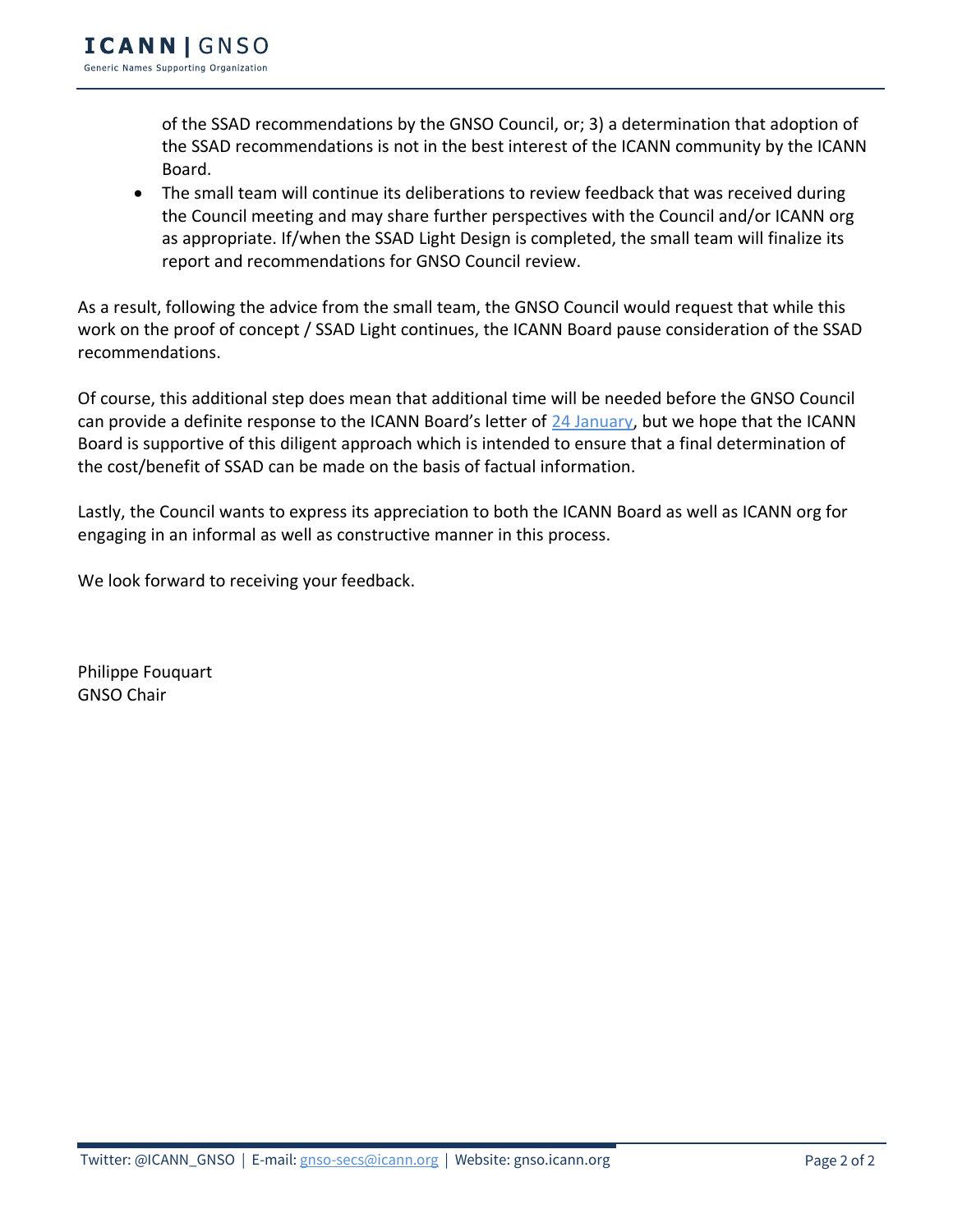of the SSAD recommendations by the GNSO Council, or; 3) a determination that adoption of the SSAD recommendations is not in the best interest of the ICANN community by the ICANN Board.

- The small team will continue its deliberations to review feedback that was received during the Council meeting and may share further perspectives with the Council and/or ICANN org as appropriate. If/when the SSAD Light Design is completed, the small team will finalize its report and recommendations for GNSO Council review.

As a result, following the advice from the small team, the GNSO Council would request that while this work on the proof of concept / SSAD Light continues, the ICANN Board pause consideration of the SSAD recommendations.

Of course, this additional step does mean that additional time will be needed before the GNSO Council can provide a definite response to the ICANN Board's letter of 24 January, but we hope that the ICANN Board is supportive of this diligent approach which is intended to ensure that a final determination of the cost/benefit of SSAD can be made on the basis of factual information.

Lastly, the Council wants to express its appreciation to both the ICANN Board as well as ICANN org for engaging in an informal as well as constructive manner in this process.

We look forward to receiving your feedback.

Philippe Fouquart
GNSO Chair